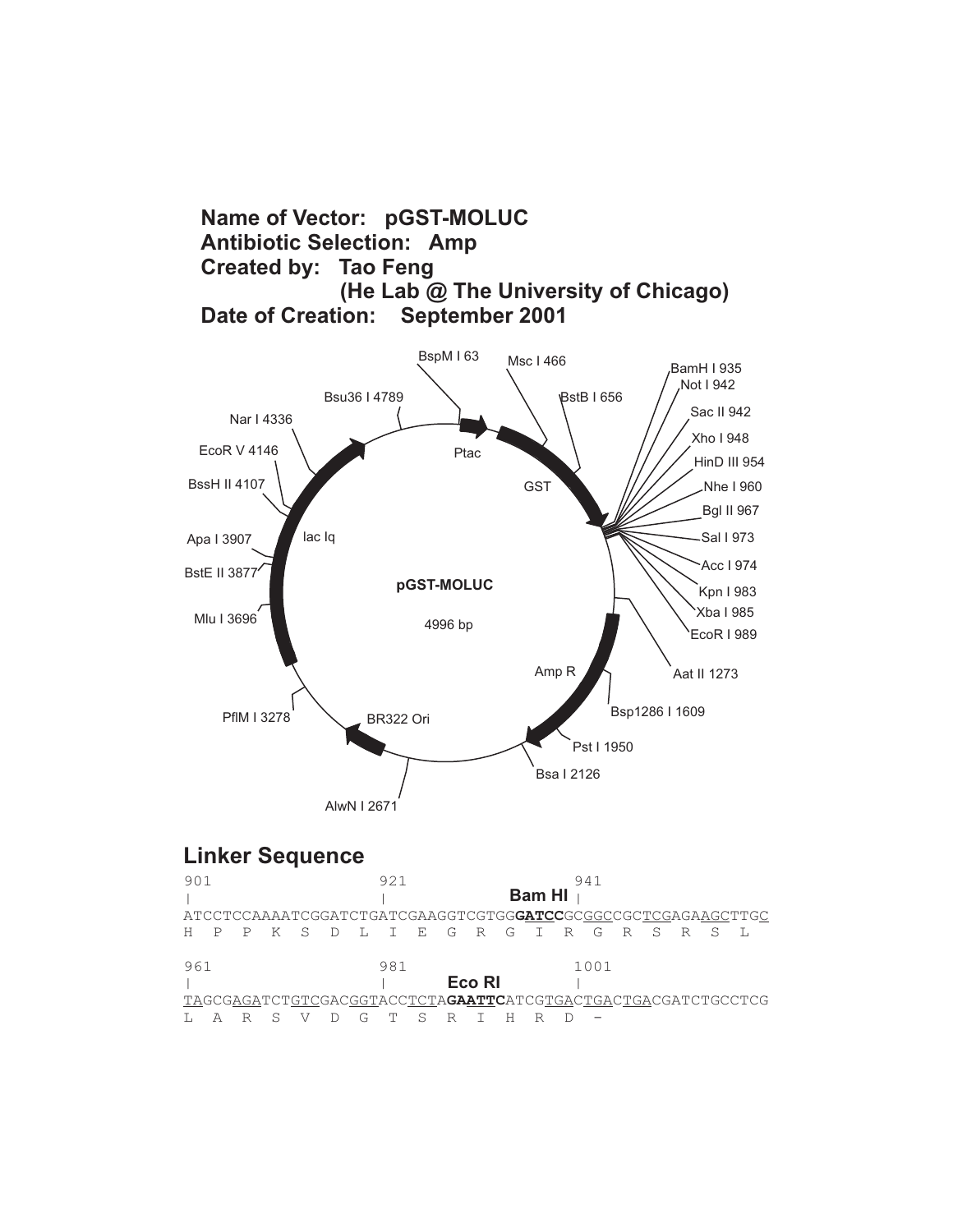**Name of Vector:** pGST-MOLUC
**Antibiotic Selection:** Amp
**Created by:** Tao Feng
(He Lab @ The University of Chicago)
**Date of Creation:** September 2001

pGST-MOLUC
4996 bp

BspM I 63
Msc I 466
BstB I 656
BamH I 935
Not I 942
Sac II 942
Xho I 948
HinD III 954
Nhe I 960
Bgl II 967
Sal I 973
Acc I 974
Kpn I 983
Xba I 985
EcoR I 989
Aat II 1273
Bsp1286 I 1609
Pst I 1950
Bsa I 2126
AlwN I 2671
PflM I 3278
Mlu I 3696
BstE II 3877
Apa I 3907
BssH II 4107
EcoR V 4146
Nar I 4336
Bsu36 I 4789

Ptac
GST
Amp R
BR322 Ori
lac Iq

## Linker Sequence

```
901                  921       Bam HI      941
|                    |                     |
ATCCTCCAAAATCGGATCTGATCGAAGGTCGTGGGATCCGCGGCCGCTCGAGAAGCTTGC
H  P  P  K  S  D  L  I  E  G  R  G  I  R  G  R  S  R  S  L

961                  981       Eco RI      1001
|                    |                     |
TAGCGAGATCTGTCGACGGTACCTCTAGAATTCATCGTGACTGACTGACGATCTGCCTCG
L  A  R  S  V  D  G  T  S  R  I  H  R  D  -
```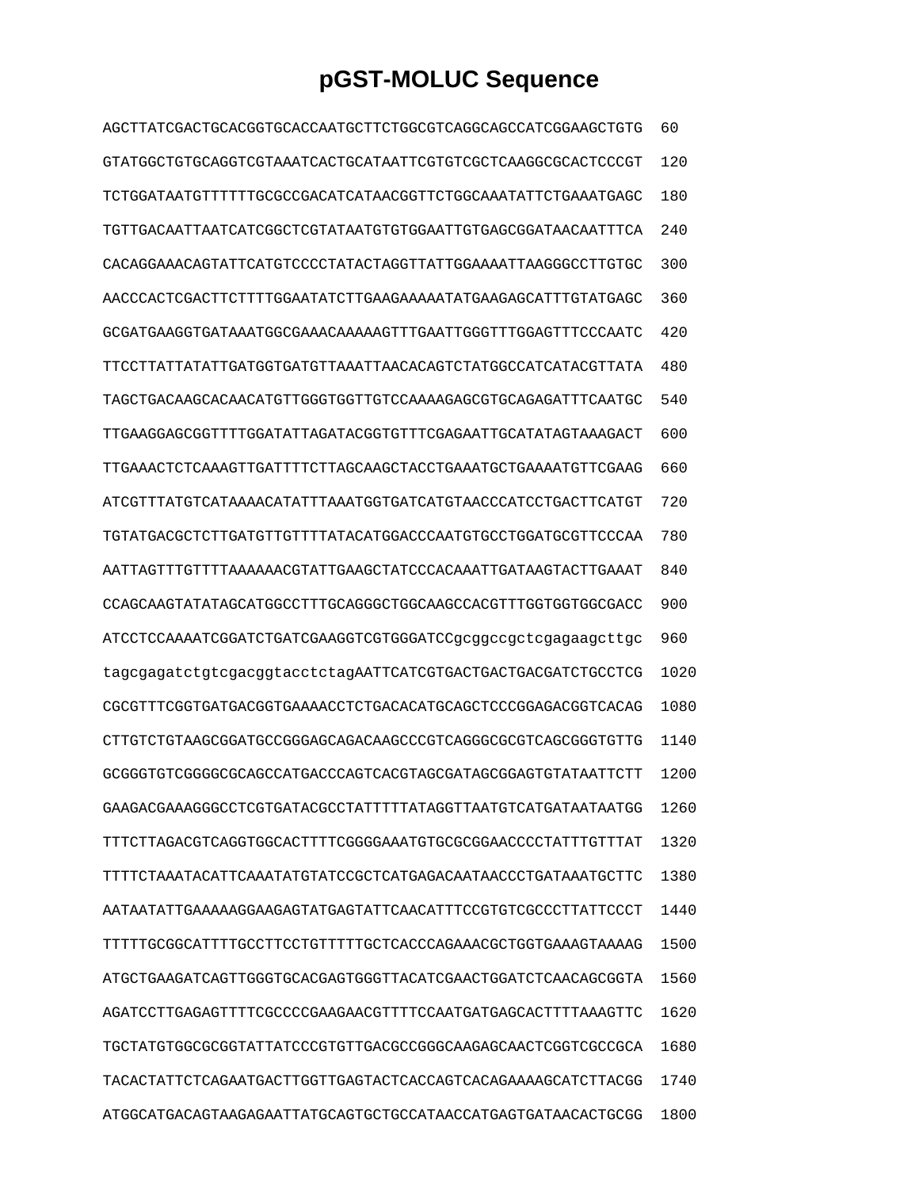# pGST-MOLUC Sequence

```
AGCTTATCGACTGCACGGTGCACCAATGCTTCTGGCGTCAGGCAGCCATCGGAAGCTGTG  60
GTATGGCTGTGCAGGTCGTAAATCACTGCATAATTCGTGTCGCTCAAGGCGCACTCCCGT  120
TCTGGATAATGTTTTTTGCGCCGACATCATAACGGTTCTGGCAAATATTCTGAAATGAGC  180
TGTTGACAATTAATCATCGGCTCGTATAATGTGTGGAATTGTGAGCGGATAACAATTTCA  240
CACAGGAAACAGTATTCATGTCCCCTATACTAGGTTATTGGAAAATTAAGGGCCTTGTGC  300
AACCCACTCGACTTCTTTTGGAATATCTTGAAGAAAAATATGAAGAGCATTTGTATGAGC  360
GCGATGAAGGTGATAAATGGCGAAACAAAAAGTTTGAATTGGGTTTGGAGTTTCCCAATC  420
TTCCTTATTATATTGATGGTGATGTTAAATTAACACAGTCTATGGCCATCATACGTTATA  480
TAGCTGACAAGCACAACATGTTGGGTGGTTGTCCAAAAGAGCGTGCAGAGATTTCAATGC  540
TTGAAGGAGCGGTTTTGGATATTAGATACGGTGTTTCGAGAATTGCATATAGTAAAGACT  600
TTGAAACTCTCAAAGTTGATTTTCTTAGCAAGCTACCTGAAATGCTGAAAATGTTCGAAG  660
ATCGTTTATGTCATAAAACATATTTAAATGGTGATCATGTAACCCATCCTGACTTCATGT  720
TGTATGACGCTCTTGATGTTGTTTTATACATGGACCCAATGTGCCTGGATGCGTTCCCAA  780
AATTAGTTTGTTTTAAAAAACGTATTGAAGCTATCCCACAAATTGATAAGTACTTGAAAT  840
CCAGCAAGTATATAGCATGGCCTTTGCAGGGCTGGCAAGCCACGTTTGGTGGTGGCGACC  900
ATCCTCCAAAATCGGATCTGATCGAAGGTCGTGGGATCCgcggccgctcgagaagcttgc  960
tagcgagatctgtcgacggtacctctagAATTCATCGTGACTGACTGACGATCTGCCTCG  1020
CGCGTTTCGGTGATGACGGTGAAAACCTCTGACACATGCAGCTCCCGGAGACGGTCACAG  1080
CTTGTCTGTAAGCGGATGCCGGGAGCAGACAAGCCCGTCAGGGCGCGTCAGCGGGTGTTG  1140
GCGGGTGTCGGGGCGCAGCCATGACCCAGTCACGTAGCGATAGCGGAGTGTATAATTCTT  1200
GAAGACGAAAGGGCCTCGTGATACGCCTATTTTTATAGGTTAATGTCATGATAATAATGG  1260
TTTCTTAGACGTCAGGTGGCACTTTTCGGGGAAATGTGCGCGGAACCCCTATTTGTTTAT  1320
TTTTCTAAATACATTCAAATATGTATCCGCTCATGAGACAATAACCCTGATAAATGCTTC  1380
AATAATATTGAAAAAGGAAGAGTATGAGTATTCAACATTTCCGTGTCGCCCTTATTCCCT  1440
TTTTTGCGGCATTTTGCCTTCCTGTTTTTGCTCACCCAGAAACGCTGGTGAAAGTAAAAG  1500
ATGCTGAAGATCAGTTGGGTGCACGAGTGGGTTACATCGAACTGGATCTCAACAGCGGTA  1560
AGATCCTTGAGAGTTTTCGCCCCGAAGAACGTTTTCCAATGATGAGCACTTTTAAAGTTC  1620
TGCTATGTGGCGCGGTATTATCCCGTGTTGACGCCGGGCAAGAGCAACTCGGTCGCCGCA  1680
TACACTATTCTCAGAATGACTTGGTTGAGTACTCACCAGTCACAGAAAAGCATCTTACGG  1740
ATGGCATGACAGTAAGAGAATTATGCAGTGCTGCCATAACCATGAGTGATAACACTGCGG  1800
```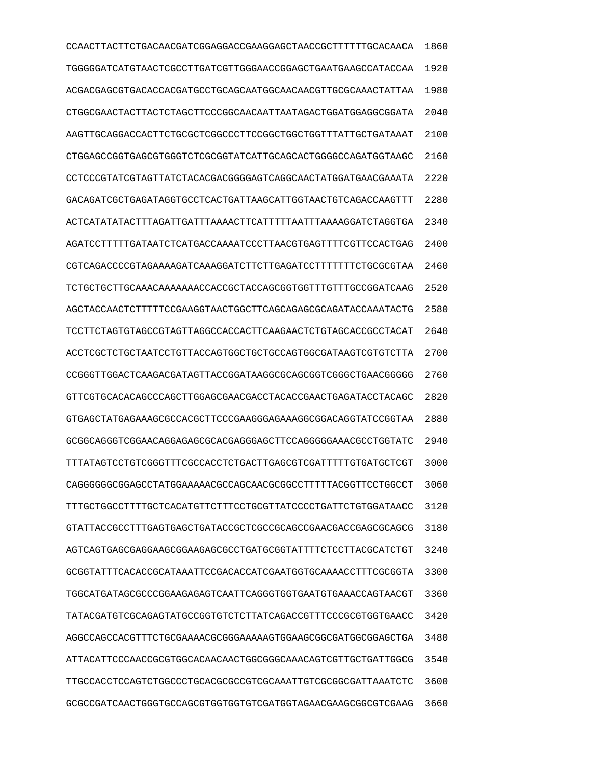```
CCAACTTACTTCTGACAACGATCGGAGGACCGAAGGAGCTAACCGCTTTTTTGCACAACA  1860
TGGGGGATCATGTAACTCGCCTTGATCGTTGGGAACCGGAGCTGAATGAAGCCATACCAA  1920
ACGACGAGCGTGACACCACGATGCCTGCAGCAATGGCAACAACGTTGCGCAAACTATTAA  1980
CTGGCGAACTACTTACTCTAGCTTCCCGGCAACAATTAATAGACTGGATGGAGGCGGATA  2040
AAGTTGCAGGACCACTTCTGCGCTCGGCCCTTCCGGCTGGCTGGTTTATTGCTGATAAAT  2100
CTGGAGCCGGTGAGCGTGGGTCTCGCGGTATCATTGCAGCACTGGGGCCAGATGGTAAGC  2160
CCTCCCGTATCGTAGTTATCTACACGACGGGGAGTCAGGCAACTATGGATGAACGAAATA  2220
GACAGATCGCTGAGATAGGTGCCTCACTGATTAAGCATTGGTAACTGTCAGACCAAGTTT  2280
ACTCATATATACTTTAGATTGATTTAAAACTTCATTTTTAATTTAAAAGGATCTAGGTGA  2340
AGATCCTTTTTGATAATCTCATGACCAAAATCCCTTAACGTGAGTTTTCGTTCCACTGAG  2400
CGTCAGACCCCGTAGAAAAGATCAAAGGATCTTCTTGAGATCCTTTTTTTCTGCGCGTAA  2460
TCTGCTGCTTGCAAACAAAAAAACCACCGCTACCAGCGGTGGTTTGTTTGCCGGATCAAG  2520
AGCTACCAACTCTTTTTCCGAAGGTAACTGGCTTCAGCAGAGCGCAGATACCAAATACTG  2580
TCCTTCTAGTGTAGCCGTAGTTAGGCCACCACTTCAAGAACTCTGTAGCACCGCCTACAT  2640
ACCTCGCTCTGCTAATCCTGTTACCAGTGGCTGCTGCCAGTGGCGATAAGTCGTGTCTTA  2700
CCGGGTTGGACTCAAGACGATAGTTACCGGATAAGGCGCAGCGGTCGGGCTGAACGGGGG  2760
GTTCGTGCACACAGCCCAGCTTGGAGCGAACGACCTACACCGAACTGAGATACCTACAGC  2820
GTGAGCTATGAGAAAGCGCCACGCTTCCCGAAGGGAGAAAGGCGGACAGGTATCCGGTAA  2880
GCGGCAGGGTCGGAACAGGAGAGCGCACGAGGGAGCTTCCAGGGGGAAACGCCTGGTATC  2940
TTTATAGTCCTGTCGGGTTTCGCCACCTCTGACTTGAGCGTCGATTTTTGTGATGCTCGT  3000
CAGGGGGGCGGAGCCTATGGAAAAACGCCAGCAACGCGGCCTTTTTACGGTTCCTGGCCT  3060
TTTGCTGGCCTTTTGCTCACATGTTCTTTCCTGCGTTATCCCCTGATTCTGTGGATAACC  3120
GTATTACCGCCTTTGAGTGAGCTGATACCGCTCGCCGCAGCCGAACGACCGAGCGCAGCG  3180
AGTCAGTGAGCGAGGAAGCGGAAGAGCGCCTGATGCGGTATTTTCTCCTTACGCATCTGT  3240
GCGGTATTTCACACCGCATAAATTCCGACACCATCGAATGGTGCAAAACCTTTCGCGGTA  3300
TGGCATGATAGCGCCCGGAAGAGAGTCAATTCAGGGTGGTGAATGTGAAACCAGTAACGT  3360
TATACGATGTCGCAGAGTATGCCGGTGTCTCTTATCAGACCGTTTCCCGCGTGGTGAACC  3420
AGGCCAGCCACGTTTCTGCGAAAACGCGGGAAAAAGTGGAAGCGGCGATGGCGGAGCTGA  3480
ATTACATTCCCAACCGCGTGGCACAACAACTGGCGGGCAAACAGTCGTTGCTGATTGGCG  3540
TTGCCACCTCCAGTCTGGCCCTGCACGCGCCGTCGCAAATTGTCGCGGCGATTAAATCTC  3600
GCGCCGATCAACTGGGTGCCAGCGTGGTGGTGTCGATGGTAGAACGAAGCGGCGTCGAAG  3660
```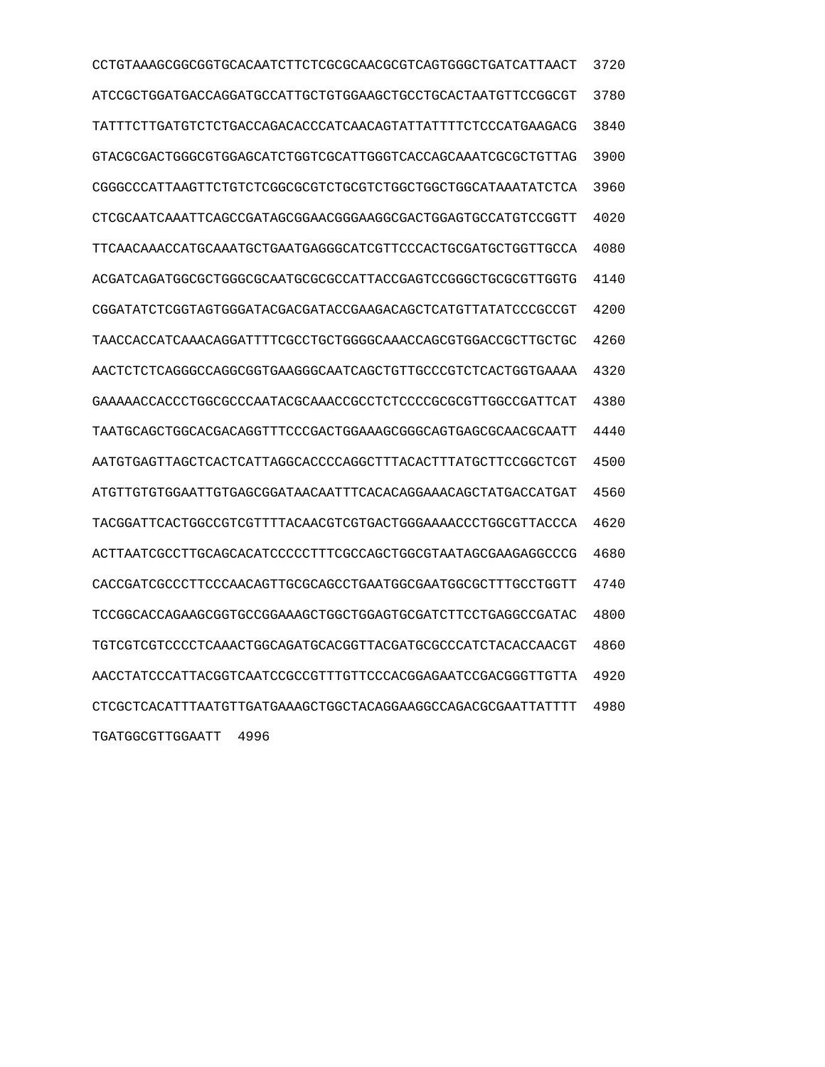```
CCTGTAAAGCGGCGGTGCACAATCTTCTCGCGCAACGCGTCAGTGGGCTGATCATTAACT  3720
ATCCGCTGGATGACCAGGATGCCATTGCTGTGGAAGCTGCCTGCACTAATGTTCCGGCGT  3780
TATTTCTTGATGTCTCTGACCAGACACCCATCAACAGTATTATTTTCTCCCATGAAGACG  3840
GTACGCGACTGGGCGTGGAGCATCTGGTCGCATTGGGTCACCAGCAAATCGCGCTGTTAG  3900
CGGGCCCATTAAGTTCTGTCTCGGCGCGTCTGCGTCTGGCTGGCTGGCATAAATATCTCA  3960
CTCGCAATCAAATTCAGCCGATAGCGGAACGGGAAGGCGACTGGAGTGCCATGTCCGGTT  4020
TTCAACAAACCATGCAAATGCTGAATGAGGGCATCGTTCCCACTGCGATGCTGGTTGCCA  4080
ACGATCAGATGGCGCTGGGCGCAATGCGCGCCATTACCGAGTCCGGGCTGCGCGTTGGTG  4140
CGGATATCTCGGTAGTGGGATACGACGATACCGAAGACAGCTCATGTTATATCCCGCCGT  4200
TAACCACCATCAAACAGGATTTTCGCCTGCTGGGGCAAACCAGCGTGGACCGCTTGCTGC  4260
AACTCTCTCAGGGCCAGGCGGTGAAGGGCAATCAGCTGTTGCCCGTCTCACTGGTGAAAA  4320
GAAAAACCACCCTGGCGCCCAATACGCAAACCGCCTCTCCCCGCGCGTTGGCCGATTCAT  4380
TAATGCAGCTGGCACGACAGGTTTCCCGACTGGAAAGCGGGCAGTGAGCGCAACGCAATT  4440
AATGTGAGTTAGCTCACTCATTAGGCACCCCAGGCTTTACACTTTATGCTTCCGGCTCGT  4500
ATGTTGTGTGGAATTGTGAGCGGATAACAATTTCACACAGGAAACAGCTATGACCATGAT  4560
TACGGATTCACTGGCCGTCGTTTTACAACGTCGTGACTGGGAAAACCCTGGCGTTACCCA  4620
ACTTAATCGCCTTGCAGCACATCCCCCTTTCGCCAGCTGGCGTAATAGCGAAGAGGCCCG  4680
CACCGATCGCCCTTCCCAACAGTTGCGCAGCCTGAATGGCGAATGGCGCTTTGCCTGGTT  4740
TCCGGCACCAGAAGCGGTGCCGGAAAGCTGGCTGGAGTGCGATCTTCCTGAGGCCGATAC  4800
TGTCGTCGTCCCCTCAAACTGGCAGATGCACGGTTACGATGCGCCCATCTACACCAACGT  4860
AACCTATCCCATTACGGTCAATCCGCCGTTTGTTCCCACGGAGAATCCGACGGGTTGTTA  4920
CTCGCTCACATTTAATGTTGATGAAAGCTGGCTACAGGAAGGCCAGACGCGAATTATTTT  4980
TGATGGCGTTGGAATT  4996
```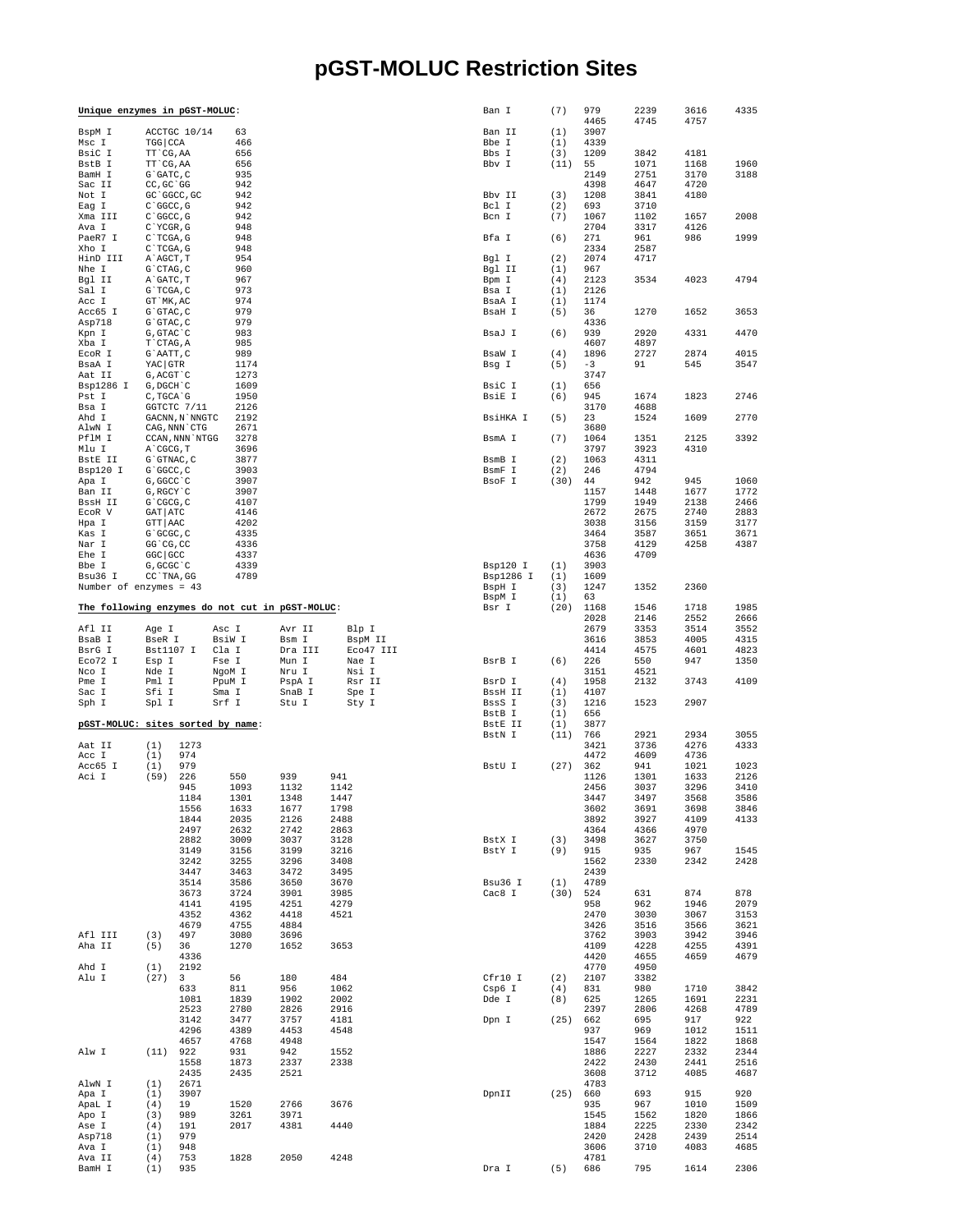# pGST-MOLUC Restriction Sites

**Unique enzymes in pGST-MOLUC**:

```
BspM I      ACCTGC 10/14    63
Msc I       TGG|CCA         466
BsiC I      TT`CG,AA        656
BstB I      TT`CG,AA        656
BamH I      G`GATC,C        935
Sac II      CC,GC`GG        942
Not I       GC`GGCC,GC      942
Eag I       C`GGCC,G        942
Xma III     C`GGCC,G        942
Ava I       C`YCGR,G        948
PaeR7 I     C`TCGA,G        948
Xho I       C`TCGA,G        948
HinD III    A`AGCT,T        954
Nhe I       G`CTAG,C        960
Bgl II      A`GATC,T        967
Sal I       G`TCGA,C        973
Acc I       GT`MK,AC        974
Acc65 I     G`GTAC,C        979
Asp718      G`GTAC,C        979
Kpn I       G,GTAC`C        983
Xba I       T`CTAG,A        985
EcoR I      G`AATT,C        989
BsaA I      YAC|GTR         1174
Aat II      G,ACGT`C        1273
Bsp1286 I   G,DGCH`C        1609
Pst I       C,TGCA`G        1950
Bsa I       GGTCTC 7/11     2126
Ahd I       GACNN,N`NNGTC   2192
AlwN I      CAG,NNN`CTG     2671
PflM I      CCAN,NNN`NTGG   3278
Mlu I       A`CGCG,T        3696
BstE II     G`GTNAC,C       3877
Bsp120 I    G`GGCC,C        3903
Apa I       G,GGCC`C        3907
Ban II      G,RGCY`C        3907
BssH II     G`CGCG,C        4107
EcoR V      GAT|ATC         4146
Hpa I       GTT|AAC         4202
Kas I       G`GCGC,C        4335
Nar I       GG`CG,CC        4336
Ehe I       GGC|GCC         4337
Bbe I       G,GCGC`C        4339
Bsu36 I     CC`TNA,GG       4789
Number of enzymes = 43
```

**The following enzymes do not cut in pGST-MOLUC**:

```
Afl II      Age I       Asc I       Avr II      Blp I
BsaB I      BseR I      BsiW I      Bsm I       BspM II
BsrG I      Bst1107 I   Cla I       Dra III     Eco47 III
Eco72 I     Esp I       Fse I       Mun I       Nae I
Nco I       Nde I       NgoM I      Nru I       Nsi I
Pme I       Pml I       PpuM I      PspA I      Rsr II
Sac I       Sfi I       Sma I       SnaB I      Spe I
Sph I       Spl I       Srf I       Stu I       Sty I
```

**pGST-MOLUC: sites sorted by name**:

```
Aat II      (1)   1273
Acc I       (1)   974
Acc65 I     (1)   979
Aci I       (59)  226    550    939    941
                  945    1093   1132   1142
                  1184   1301   1348   1447
                  1556   1633   1677   1798
                  1844   2035   2126   2488
                  2497   2632   2742   2863
                  2882   3009   3037   3128
                  3149   3156   3199   3216
                  3242   3255   3296   3408
                  3447   3463   3472   3495
                  3514   3586   3650   3670
                  3673   3724   3901   3985
                  4141   4195   4251   4279
                  4352   4362   4418   4521
                  4679   4755   4884
Afl III     (3)   497    3080   3696
Aha II      (5)   36     1270   1652   3653
                  4336
Ahd I       (1)   2192
Alu I       (27)  3      56     180    484
                  633    811    956    1062
                  1081   1839   1902   2002
                  2523   2780   2826   2916
                  3142   3477   3757   4181
                  4296   4389   4453   4548
                  4657   4768   4948
Alw I       (11)  922    931    942    1552
                  1558   1873   2337   2338
                  2435   2435   2521
AlwN I      (1)   2671
Apa I       (1)   3907
ApaL I      (4)   19     1520   2766   3676
Apo I       (3)   989    3261   3971
Ase I       (4)   191    2017   4381   4440
Asp718      (1)   979
Ava I       (1)   948
Ava II      (4)   753    1828   2050   4248
BamH I      (1)   935
Ban I       (7)   979    2239   3616   4335
                  4465   4745   4757
Ban II      (1)   3907
Bbe I       (1)   4339
Bbs I       (3)   1209   3842   4181
Bbv I       (11)  55     1071   1168   1960
                  2149   2751   3170   3188
                  4398   4647   4720
Bbv II      (3)   1208   3841   4180
Bcl I       (2)   693    3710
Bcn I       (7)   1067   1102   1657   2008
                  2704   3317   4126
Bfa I       (6)   271    961    986    1999
                  2334   2587
Bgl I       (2)   2074   4717
Bgl II      (1)   967
Bpm I       (4)   2123   3534   4023   4794
Bsa I       (1)   2126
BsaA I      (1)   1174
BsaH I      (5)   36     1270   1652   3653
                  4336
BsaJ I      (6)   939    2920   4331   4470
                  4607   4897
BsaW I      (4)   1896   2727   2874   4015
Bsg I       (5)   -3     91     545    3547
                  3747
BsiC I      (1)   656
BsiE I      (6)   945    1674   1823   2746
                  3170   4688
BsiHKA I    (5)   23     1524   1609   2770
                  3680
BsmA I      (7)   1064   1351   2125   3392
                  3797   3923   4310
BsmB I      (2)   1063   4311
BsmF I      (2)   246    4794
BsoF I      (30)  44     942    945    1060
                  1157   1448   1677   1772
                  1799   1949   2138   2466
                  2672   2675   2740   2883
                  3038   3156   3159   3177
                  3464   3587   3651   3671
                  3758   4129   4258   4387
                  4636   4709
Bsp120 I    (1)   3903
Bsp1286 I   (1)   1609
BspH I      (3)   1247   1352   2360
BspM I      (1)   63
Bsr I       (20)  1168   1546   1718   1985
                  2028   2146   2552   2666
                  2679   3353   3514   3552
                  3616   3853   4005   4315
                  4414   4575   4601   4823
BsrB I      (6)   226    550    947    1350
                  3151   4521
BsrD I      (4)   1958   2132   3743   4109
BssH II     (1)   4107
BssS I      (3)   1216   1523   2907
BstB I      (1)   656
BstE II     (1)   3877
BstN I      (11)  766    2921   2934   3055
                  3421   3736   4276   4333
                  4472   4609   4736
BstU I      (27)  362    941    1021   1023
                  1126   1301   1633   2126
                  2456   3037   3296   3410
                  3447   3497   3568   3586
                  3602   3691   3698   3846
                  3892   3927   4109   4133
                  4364   4366   4970
BstX I      (3)   3498   3627   3750
BstY I      (9)   915    935    967    1545
                  1562   2330   2342   2428
                  2439
Bsu36 I     (1)   4789
Cac8 I      (30)  524    631    874    878
                  958    962    1946   2079
                  2470   3030   3067   3153
                  3426   3516   3566   3621
                  3762   3903   3942   3946
                  4109   4228   4255   4391
                  4420   4655   4659   4679
                  4770   4950
Cfr10 I     (2)   2107   3382
Csp6 I      (4)   831    980    1710   3842
Dde I       (8)   625    1265   1691   2231
                  2397   2806   4268   4789
Dpn I       (25)  662    695    917    922
                  937    969    1012   1511
                  1547   1564   1822   1868
                  1886   2227   2332   2344
                  2422   2430   2441   2516
                  3608   3712   4085   4687
                  4783
DpnII       (25)  660    693    915    920
                  935    967    1010   1509
                  1545   1562   1820   1866
                  1884   2225   2330   2342
                  2420   2428   2439   2514
                  3606   3710   4083   4685
                  4781
Dra I       (5)   686    795    1614   2306
```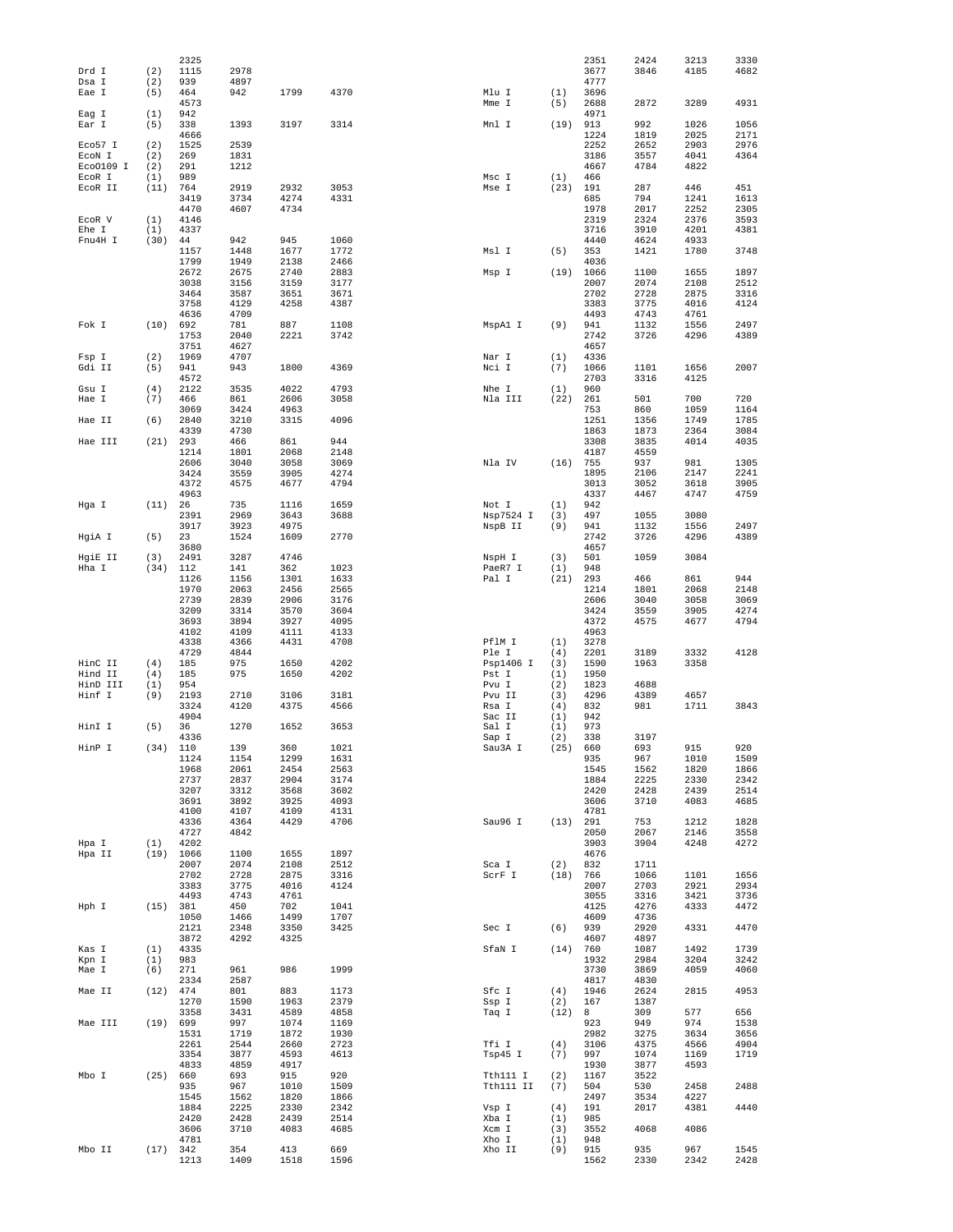```
                2325
Drd I     (2)   1115   2978
Dsa I     (2)   939    4897
Eae I     (5)   464    942    1799   4370
                4573
Eag I     (1)   942
Ear I     (5)   338    1393   3197   3314
                4666
Eco57 I   (2)   1525   2539
EcoN I    (2)   269    1831
EcoO109 I (2)   291    1212
EcoR I    (1)   989
EcoR II   (11)  764    2919   2932   3053
                3419   3734   4274   4331
                4470   4607   4734
EcoR V    (1)   4146
Ehe I     (1)   4337
Fnu4H I   (30)  44     942    945    1060
                1157   1448   1677   1772
                1799   1949   2138   2466
                2672   2675   2740   2883
                3038   3156   3159   3177
                3464   3587   3651   3671
                3758   4129   4258   4387
                4636   4709
Fok I     (10)  692    781    887    1108
                1753   2040   2221   3742
                3751   4627
Fsp I     (2)   1969   4707
Gdi II    (5)   941    943    1800   4369
                4572
Gsu I     (4)   2122   3535   4022   4793
Hae I     (7)   466    861    2606   3058
                3069   3424   4963
Hae II    (6)   2840   3210   3315   4096
                4339   4730
Hae III   (21)  293    466    861    944
                1214   1801   2068   2148
                2606   3040   3058   3069
                3424   3559   3905   4274
                4372   4575   4677   4794
                4963
Hga I     (11)  26     735    1116   1659
                2391   2969   3643   3688
                3917   3923   4975
HgiA I    (5)   23     1524   1609   2770
                3680
HgiE II   (3)   2491   3287   4746
Hha I     (34)  112    141    362    1023
                1126   1156   1301   1633
                1970   2063   2456   2565
                2739   2839   2906   3176
                3209   3314   3570   3604
                3693   3894   3927   4095
                4102   4109   4111   4133
                4338   4366   4431   4708
                4729   4844
HinC II   (4)   185    975    1650   4202
Hind II   (4)   185    975    1650   4202
HinD III  (1)   954
Hinf I    (9)   2193   2710   3106   3181
                3324   4120   4375   4566
                4904
HinI I    (5)   36     1270   1652   3653
                4336
HinP I    (34)  110    139    360    1021
                1124   1154   1299   1631
                1968   2061   2454   2563
                2737   2837   2904   3174
                3207   3312   3568   3602
                3691   3892   3925   4093
                4100   4107   4109   4131
                4336   4364   4429   4706
                4727   4842
Hpa I     (1)   4202
Hpa II    (19)  1066   1100   1655   1897
                2007   2074   2108   2512
                2702   2728   2875   3316
                3383   3775   4016   4124
                4493   4743   4761
Hph I     (15)  381    450    702    1041
                1050   1466   1499   1707
                2121   2348   3350   3425
                3872   4292   4325
Kas I     (1)   4335
Kpn I     (1)   983
Mae I     (6)   271    961    986    1999
                2334   2587
Mae II    (12)  474    801    883    1173
                1270   1590   1963   2379
                3358   3431   4589   4858
Mae III   (19)  699    997    1074   1169
                1531   1719   1872   1930
                2261   2544   2660   2723
                3354   3877   4593   4613
                4833   4859   4917
Mbo I     (25)  660    693    915    920
                935    967    1010   1509
                1545   1562   1820   1866
                1884   2225   2330   2342
                2420   2428   2439   2514
                3606   3710   4083   4685
                4781
Mbo II    (17)  342    354    413    669
                1213   1409   1518   1596
                2351   2424   3213   3330
                3677   3846   4185   4682
                4777
Mlu I     (1)   3696
Mme I     (5)   2688   2872   3289   4931
                4971
Mnl I     (19)  913    992    1026   1056
                1224   1819   2025   2171
                2252   2652   2903   2976
                3186   3557   4041   4364
                4667   4784   4822
Msc I     (1)   466
Mse I     (23)  191    287    446    451
                685    794    1241   1613
                1978   2017   2252   2305
                2319   2324   2376   3593
                3716   3910   4201   4381
                4440   4624   4933
Msl I     (5)   353    1421   1780   3748
                4036
Msp I     (19)  1066   1100   1655   1897
                2007   2074   2108   2512
                2702   2728   2875   3316
                3383   3775   4016   4124
                4493   4743   4761
MspA1 I   (9)   941    1132   1556   2497
                2742   3726   4296   4389
                4657
Nar I     (1)   4336
Nci I     (7)   1066   1101   1656   2007
                2703   3316   4125
Nhe I     (1)   960
Nla III   (22)  261    501    700    720
                753    860    1059   1164
                1251   1356   1749   1785
                1863   1873   2364   3084
                3308   3835   4014   4035
                4187   4559
Nla IV    (16)  755    937    981    1305
                1895   2106   2147   2241
                3013   3052   3618   3905
                4337   4467   4747   4759
Not I     (1)   942
Nsp7524 I (3)   497    1055   3080
NspB II   (9)   941    1132   1556   2497
                2742   3726   4296   4389
                4657
NspH I    (3)   501    1059   3084
PaeR7 I   (1)   948
Pal I     (21)  293    466    861    944
                1214   1801   2068   2148
                2606   3040   3058   3069
                3424   3559   3905   4274
                4372   4575   4677   4794
                4963
PflM I    (1)   3278
Ple I     (4)   2201   3189   3332   4128
Psp1406 I (3)   1590   1963   3358
Pst I     (1)   1950
Pvu I     (2)   1823   4688
Pvu II    (3)   4296   4389   4657
Rsa I     (4)   832    981    1711   3843
Sac II    (1)   942
Sal I     (1)   973
Sap I     (2)   338    3197
Sau3A I   (25)  660    693    915    920
                935    967    1010   1509
                1545   1562   1820   1866
                1884   2225   2330   2342
                2420   2428   2439   2514
                3606   3710   4083   4685
                4781
Sau96 I   (13)  291    753    1212   1828
                2050   2067   2146   3558
                3903   3904   4248   4272
                4676
Sca I     (2)   832    1711
ScrF I    (18)  766    1066   1101   1656
                2007   2703   2921   2934
                3055   3316   3421   3736
                4125   4276   4333   4472
                4609   4736
Sec I     (6)   939    2920   4331   4470
                4607   4897
SfaN I    (14)  760    1087   1492   1739
                1932   2984   3204   3242
                3730   3869   4059   4060
                4817   4830
Sfc I     (4)   1946   2624   2815   4953
Ssp I     (2)   167    1387
Taq I     (12)  8      309    577    656
                923    949    974    1538
                2982   3275   3634   3656
Tfi I     (4)   3106   4375   4566   4904
Tsp45 I   (7)   997    1074   1169   1719
                1930   3877   4593
Tth111 I  (2)   1167   3522
Tth111 II (7)   504    530    2458   2488
                2497   3534   4227
Vsp I     (4)   191    2017   4381   4440
Xba I     (1)   985
Xcm I     (3)   3552   4068   4086
Xho I     (1)   948
Xho II    (9)   915    935    967    1545
                1562   2330   2342   2428
```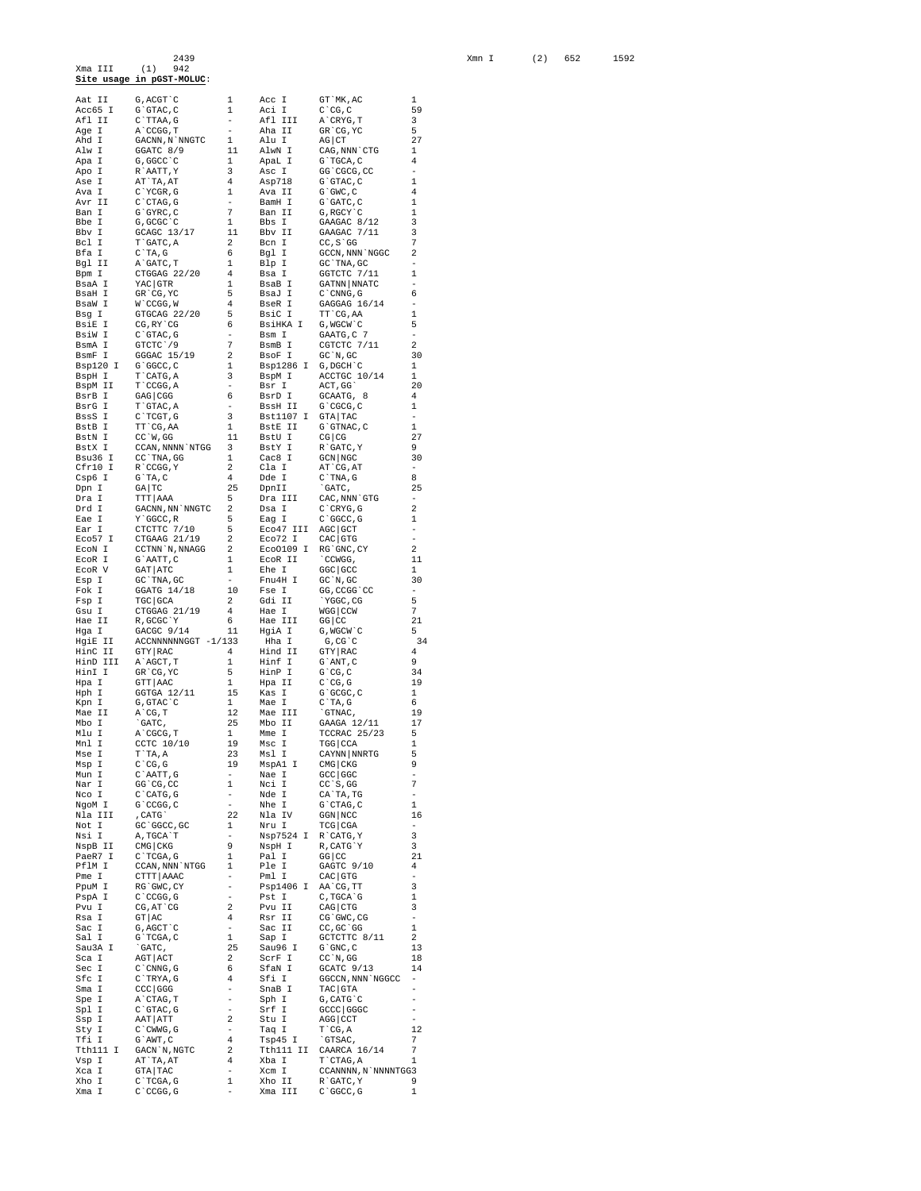2439

Xma III (1) 942

Xmn I (2) 652 1592

**Site usage in pGST-MOLUC**:

| Enzyme | Site | Count | Enzyme | Site | Count |
|---|---|---|---|---|---|
| Aat II | G,ACGT`C | 1 | Acc I | GT`MK,AC | 1 |
| Acc65 I | G`GTAC,C | 1 | Aci I | C`CG,C | 59 |
| Afl II | C`TTAA,G | - | Afl III | A`CRYG,T | 3 |
| Age I | A`CCGG,T | - | Aha II | GR`CG,YC | 5 |
| Ahd I | GACNN,N`NNGTC | 1 | Alu I | AG\|CT | 27 |
| Alw I | GGATC 8/9 | 11 | AlwN I | CAG,NNN`CTG | 1 |
| Apa I | G,GGCC`C | 1 | ApaL I | G`TGCA,C | 4 |
| Apo I | R`AATT,Y | 3 | Asc I | GG`CGCG,CC | - |
| Ase I | AT`TA,AT | 4 | Asp718 | G`GTAC,C | 1 |
| Ava I | C`YCGR,G | 1 | Ava II | G`GWC,C | 4 |
| Avr II | C`CTAG,G | - | BamH I | G`GATC,C | 1 |
| Ban I | G`GYRC,C | 7 | Ban II | G,RGCY`C | 1 |
| Bbe I | G,GCGC`C | 1 | Bbs I | GAAGAC 8/12 | 3 |
| Bbv I | GCAGC 13/17 | 11 | Bbv II | GAAGAC 7/11 | 3 |
| Bcl I | T`GATC,A | 2 | Bcn I | CC,S`GG | 7 |
| Bfa I | C`TA,G | 6 | Bgl I | GCCN,NNN`NGGC | 2 |
| Bgl II | A`GATC,T | 1 | Blp I | GC`TNA,GC | - |
| Bpm I | CTGGAG 22/20 | 4 | Bsa I | GGTCTC 7/11 | 1 |
| BsaA I | YAC\|GTR | 1 | BsaB I | GATNN\|NNATC | - |
| BsaH I | GR`CG,YC | 5 | BsaJ I | C`CNNG,G | 6 |
| BsaW I | W`CCGG,W | 4 | BseR I | GAGGAG 16/14 | - |
| Bsg I | GTGCAG 22/20 | 5 | BsiC I | TT`CG,AA | 1 |
| BsiE I | CG,RY`CG | 6 | BsiHKA I | G,WGCW`C | 5 |
| BsiW I | C`GTAC,G | - | Bsm I | GAATG,C 7 | - |
| BsmA I | GTCTC`/9 | 7 | BsmB I | CGTCTC 7/11 | 2 |
| BsmF I | GGGAC 15/19 | 2 | BsoF I | GC`N,GC | 30 |
| Bsp120 I | G`GGCC,C | 1 | Bsp1286 I | G,DGCH`C | 1 |
| BspH I | T`CATG,A | 3 | BspM I | ACCTGC 10/14 | 1 |
| BspM II | T`CCGG,A | - | Bsr I | ACT,GG` | 20 |
| BsrB I | GAG\|CGG | 6 | BsrD I | GCAATG, 8 | 4 |
| BsrG I | T`GTAC,A | - | BssH II | G`CGCG,C | 1 |
| BssS I | C`TCGT,G | 3 | Bst1107 I | GTA\|TAC | - |
| BstB I | TT`CG,AA | 1 | BstE II | G`GTNAC,C | 1 |
| BstN I | CC`W,GG | 11 | BstU I | CG\|CG | 27 |
| BstX I | CCAN,NNNN`NTGG | 3 | BstY I | R`GATC,Y | 9 |
| Bsu36 I | CC`TNA,GG | 1 | Cac8 I | GCN\|NGC | 30 |
| Cfr10 I | R`CCGG,Y | 2 | Cla I | AT`CG,AT | - |
| Csp6 I | G`TA,C | 4 | Dde I | C`TNA,G | 8 |
| Dpn I | GA\|TC | 25 | DpnII | `GATC, | 25 |
| Dra I | TTT\|AAA | 5 | Dra III | CAC,NNN`GTG | - |
| Drd I | GACNN,NN`NNGTC | 2 | Dsa I | C`CRYG,G | 2 |
| Eae I | Y`GGCC,R | 5 | Eag I | C`GGCC,G | 1 |
| Ear I | CTCTTC 7/10 | 5 | Eco47 III | AGC\|GCT | - |
| Eco57 I | CTGAAG 21/19 | 2 | Eco72 I | CAC\|GTG | - |
| EcoN I | CCTNN`N,NNAGG | 2 | EcoO109 I | RG`GNC,CY | 2 |
| EcoR I | G`AATT,C | 1 | EcoR II | `CCWGG, | 11 |
| EcoR V | GAT\|ATC | 1 | Ehe I | GGC\|GCC | 1 |
| Esp I | GC`TNA,GC | - | Fnu4H I | GC`N,GC | 30 |
| Fok I | GGATG 14/18 | 10 | Fse I | GG,CCGG`CC | - |
| Fsp I | TGC\|GCA | 2 | Gdi II | `YGGC,CG | 5 |
| Gsu I | CTGGAG 21/19 | 4 | Hae I | WGG\|CCW | 7 |
| Hae II | R,GCGC`Y | 6 | Hae III | GG\|CC | 21 |
| Hga I | GACGC 9/14 | 11 | HgiA I | G,WGCW`C | 5 |
| HgiE II | ACCNNNNNNGGT -1/133 | | Hha I | G,CG`C | 34 |
| HinC II | GTY\|RAC | 4 | Hind II | GTY\|RAC | 4 |
| HinD III | A`AGCT,T | 1 | Hinf I | G`ANT,C | 9 |
| HinI I | GR`CG,YC | 5 | HinP I | G`CG,C | 34 |
| Hpa I | GTT\|AAC | 1 | Hpa II | C`CG,G | 19 |
| Hph I | GGTGA 12/11 | 15 | Kas I | G`GCGC,C | 1 |
| Kpn I | G,GTAC`C | 1 | Mae I | C`TA,G | 6 |
| Mae II | A`CG,T | 12 | Mae III | `GTNAC, | 19 |
| Mbo I | `GATC, | 25 | Mbo II | GAAGA 12/11 | 17 |
| Mlu I | A`CGCG,T | 1 | Mme I | TCCRAC 25/23 | 5 |
| Mnl I | CCTC 10/10 | 19 | Msc I | TGG\|CCA | 1 |
| Mse I | T`TA,A | 23 | Msl I | CAYNN\|NNRTG | 5 |
| Msp I | C`CG,G | 19 | MspA1 I | CMG\|CKG | 9 |
| Mun I | C`AATT,G | - | Nae I | GCC\|GGC | - |
| Nar I | GG`CG,CC | 1 | Nci I | CC`S,GG | 7 |
| Nco I | C`CATG,G | - | Nde I | CA`TA,TG | - |
| NgoM I | G`CCGG,C | - | Nhe I | G`CTAG,C | 1 |
| Nla III | ,CATG` | 22 | Nla IV | GGN\|NCC | 16 |
| Not I | GC`GGCC,GC | 1 | Nru I | TCG\|CGA | - |
| Nsi I | A,TGCA`T | - | Nsp7524 I | R`CATG,Y | 3 |
| NspB II | CMG\|CKG | 9 | NspH I | R,CATG`Y | 3 |
| PaeR7 I | C`TCGA,G | 1 | Pal I | GG\|CC | 21 |
| PflM I | CCAN,NNN`NTGG | 1 | Ple I | GAGTC 9/10 | 4 |
| Pme I | CTTT\|AAAC | - | Pml I | CAC\|GTG | - |
| PpuM I | RG`GWC,CY | - | Psp1406 I | AA`CG,TT | 3 |
| PspA I | C`CCGG,G | - | Pst I | C,TGCA`G | 1 |
| Pvu I | CG,AT`CG | 2 | Pvu II | CAG\|CTG | 3 |
| Rsa I | GT\|AC | 4 | Rsr II | CG`GWC,CG | - |
| Sac I | G,AGCT`C | - | Sac II | CC,GC`GG | 1 |
| Sal I | G`TCGA,C | 1 | Sap I | GCTCTTC 8/11 | 2 |
| Sau3A I | `GATC, | 25 | Sau96 I | G`GNC,C | 13 |
| Sca I | AGT\|ACT | 2 | ScrF I | CC`N,GG | 18 |
| Sec I | C`CNNG,G | 6 | SfaN I | GCATC 9/13 | 14 |
| Sfc I | C`TRYA,G | 4 | Sfi I | GGCCN,NNN`NGGCC | - |
| Sma I | CCC\|GGG | - | SnaB I | TAC\|GTA | - |
| Spe I | A`CTAG,T | - | Sph I | G,CATG`C | - |
| Spl I | C`GTAC,G | - | Srf I | GCCC\|GGGC | - |
| Ssp I | AAT\|ATT | 2 | Stu I | AGG\|CCT | - |
| Sty I | C`CWWG,G | - | Taq I | T`CG,A | 12 |
| Tfi I | G`AWT,C | 4 | Tsp45 I | `GTSAC, | 7 |
| Tth111 I | GACN`N,NGTC | 2 | Tth111 II | CAARCA 16/14 | 7 |
| Vsp I | AT`TA,AT | 4 | Xba I | T`CTAG,A | 1 |
| Xca I | GTA\|TAC | - | Xcm I | CCANNNN,N`NNNNTGG | 3 |
| Xho I | C`TCGA,G | 1 | Xho II | R`GATC,Y | 9 |
| Xma I | C`CCGG,G | - | Xma III | C`GGCC,G | 1 |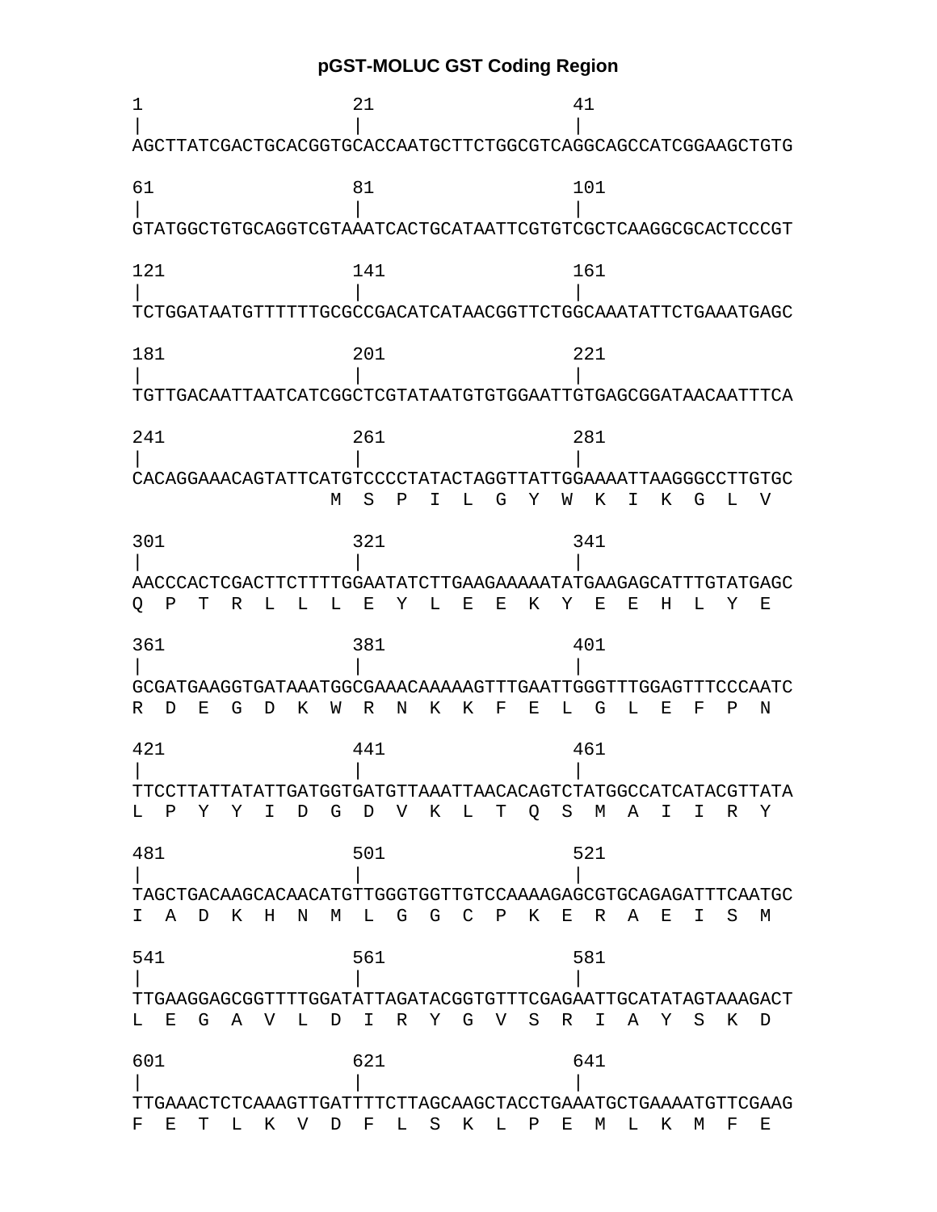# pGST-MOLUC GST Coding Region

```
1                   21                  41
|                   |                   |
AGCTTATCGACTGCACGGTGCACCAATGCTTCTGGCGTCAGGCAGCCATCGGAAGCTGTG

61                  81                  101
|                   |                   |
GTATGGCTGTGCAGGTCGTAAATCACTGCATAATTCGTGTCGCTCAAGGCGCACTCCCGT

121                 141                 161
|                   |                   |
TCTGGATAATGTTTTTTGCGCCGACATCATAACGGTTCTGGCAAATATTCTGAAATGAGC

181                 201                 221
|                   |                   |
TGTTGACAATTAATCATCGGCTCGTATAATGTGTGGAATTGTGAGCGGATAACAATTTCA

241                 261                 281
|                   |                   |
CACAGGAAACAGTATTCATGTCCCCTATACTAGGTTATTGGAAAATTAAGGGCCTTGTGC
                  M  S  P  I  L  G  Y  W  K  I  K  G  L  V

301                 321                 341
|                   |                   |
AACCCACTCGACTTCTTTTGGAATATCTTGAAGAAAAATATGAAGAGCATTTGTATGAGC
Q  P  T  R  L  L  L  E  Y  L  E  E  K  Y  E  E  H  L  Y  E

361                 381                 401
|                   |                   |
GCGATGAAGGTGATAAATGGCGAAACAAAAAGTTTGAATTGGGTTTGGAGTTTCCCAATC
R  D  E  G  D  K  W  R  N  K  K  F  E  L  G  L  E  F  P  N

421                 441                 461
|                   |                   |
TTCCTTATTATATTGATGGTGATGTTAAATTAACACAGTCTATGGCCATCATACGTTATA
L  P  Y  Y  I  D  G  D  V  K  L  T  Q  S  M  A  I  I  R  Y

481                 501                 521
|                   |                   |
TAGCTGACAAGCACAACATGTTGGGTGGTTGTCCAAAAGAGCGTGCAGAGATTTCAATGC
I  A  D  K  H  N  M  L  G  G  C  P  K  E  R  A  E  I  S  M

541                 561                 581
|                   |                   |
TTGAAGGAGCGGTTTTGGATATTAGATACGGTGTTTCGAGAATTGCATATAGTAAAGACT
L  E  G  A  V  L  D  I  R  Y  G  V  S  R  I  A  Y  S  K  D

601                 621                 641
|                   |                   |
TTGAAACTCTCAAAGTTGATTTTCTTAGCAAGCTACCTGAAATGCTGAAAATGTTCGAAG
F  E  T  L  K  V  D  F  L  S  K  L  P  E  M  L  K  M  F  E
```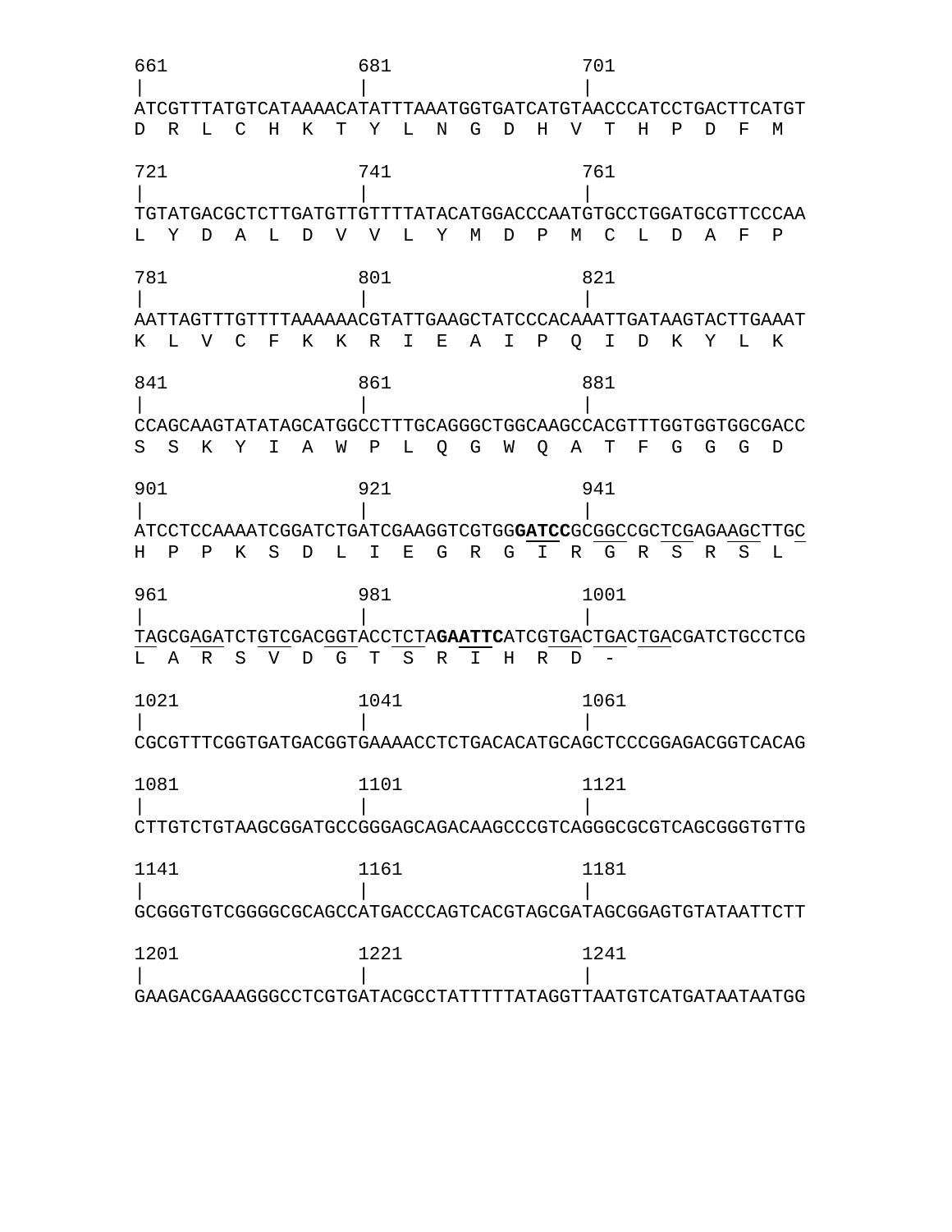```
661                 681                 701
|                   |                   |
ATCGTTTATGTCATAAAACATATTTAAATGGTGATCATGTAACCCATCCTGACTTCATGT
D  R  L  C  H  K  T  Y  L  N  G  D  H  V  T  H  P  D  F  M

721                 741                 761
|                   |                   |
TGTATGACGCTCTTGATGTTGTTTTATACATGGACCCAATGTGCCTGGATGCGTTCCCAA
L  Y  D  A  L  D  V  V  L  Y  M  D  P  M  C  L  D  A  F  P

781                 801                 821
|                   |                   |
AATTAGTTTGTTTTAAAAAACGTATTGAAGCTATCCCACAAATTGATAAGTACTTGAAAT
K  L  V  C  F  K  K  R  I  E  A  I  P  Q  I  D  K  Y  L  K

841                 861                 881
|                   |                   |
CCAGCAAGTATATAGCATGGCCTTTGCAGGGCTGGCAAGCCACGTTTGGTGGTGGCGACC
S  S  K  Y  I  A  W  P  L  Q  G  W  Q  A  T  F  G  G  G  D

901                 921                 941
|                   |                   |
ATCCTCCAAAATCGGATCTGATCGAAGGTCGTGGGATCCGCGGCCGCTCGAGAAGCTTGC
H  P  P  K  S  D  L  I  E  G  R  G  I  R  G  R  S  R  S  L

961                 981                 1001
|                   |                   |
TAGCGAGATCTGTCGACGGTACCTCTAGAATTCATCGTGACTGACTGACGATCTGCCTCG
L  A  R  S  V  D  G  T  S  R  I  H  R  D  -

1021                1041                1061
|                   |                   |
CGCGTTTCGGTGATGACGGTGAAAACCTCTGACACATGCAGCTCCCGGAGACGGTCACAG

1081                1101                1121
|                   |                   |
CTTGTCTGTAAGCGGATGCCGGGAGCAGACAAGCCCGTCAGGGCGCGTCAGCGGGTGTTG

1141                1161                1181
|                   |                   |
GCGGGTGTCGGGGCGCAGCCATGACCCAGTCACGTAGCGATAGCGGAGTGTATAATTCTT

1201                1221                1241
|                   |                   |
GAAGACGAAAGGGCCTCGTGATACGCCTATTTTTATAGGTTAATGTCATGATAATAATGG
```